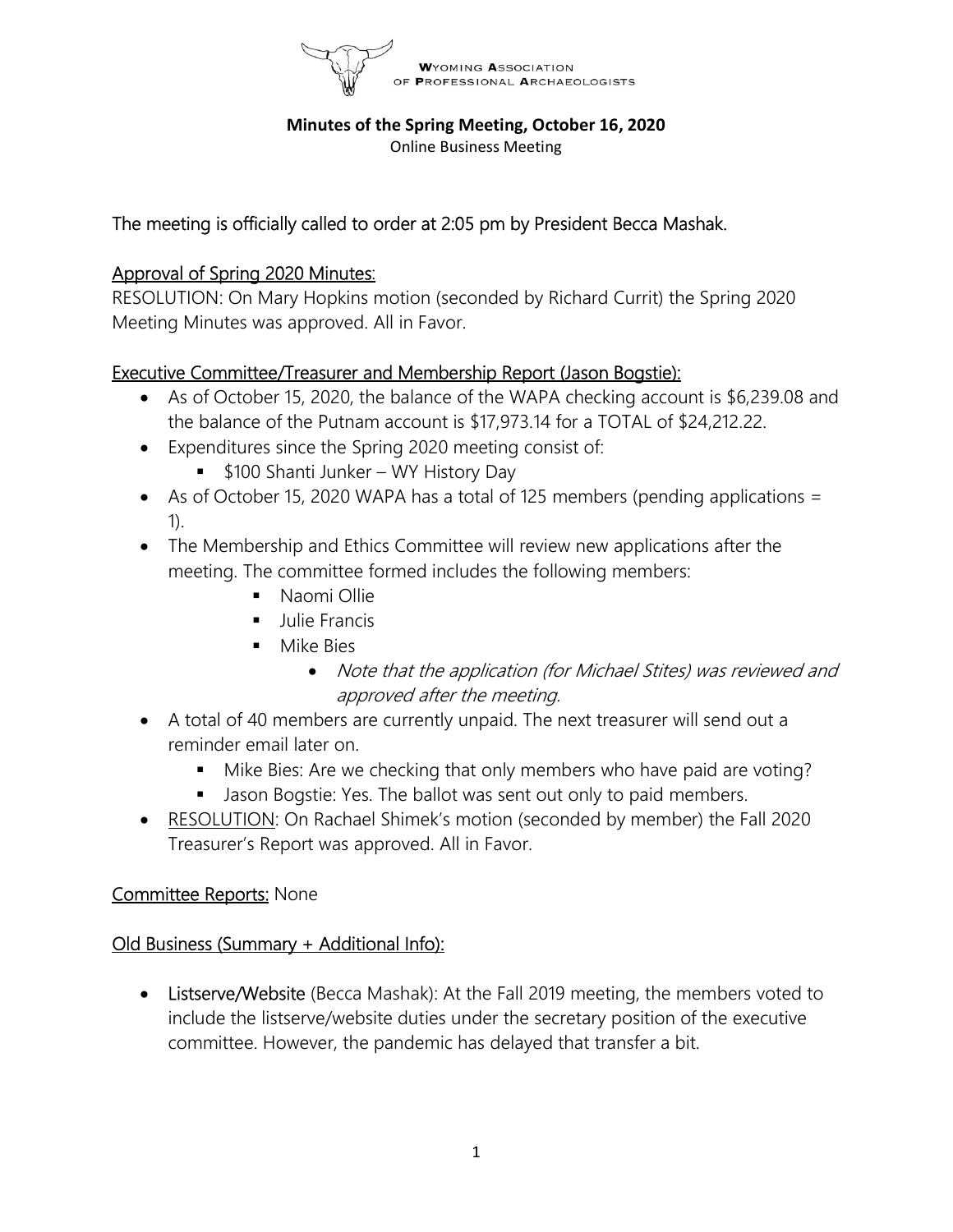**WYOMING ASSOCIATION OF PROFESSIONAL ARCHAEOLOGISTS**

**Minutes of the Spring Meeting, October 16, 2020**
Online Business Meeting

The meeting is officially called to order at 2:05 pm by President Becca Mashak.

## Approval of Spring 2020 Minutes:

RESOLUTION: On Mary Hopkins motion (seconded by Richard Currit) the Spring 2020 Meeting Minutes was approved. All in Favor.

## Executive Committee/Treasurer and Membership Report (Jason Bogstie):

- As of October 15, 2020, the balance of the WAPA checking account is $6,239.08 and the balance of the Putnam account is $17,973.14 for a TOTAL of $24,212.22.
- Expenditures since the Spring 2020 meeting consist of:
  - $100 Shanti Junker – WY History Day
- As of October 15, 2020 WAPA has a total of 125 members (pending applications = 1).
- The Membership and Ethics Committee will review new applications after the meeting. The committee formed includes the following members:
  - Naomi Ollie
  - Julie Francis
  - Mike Bies
    - *Note that the application (for Michael Stites) was reviewed and approved after the meeting.*
- A total of 40 members are currently unpaid. The next treasurer will send out a reminder email later on.
  - Mike Bies: Are we checking that only members who have paid are voting?
  - Jason Bogstie: Yes. The ballot was sent out only to paid members.
- RESOLUTION: On Rachael Shimek's motion (seconded by member) the Fall 2020 Treasurer's Report was approved. All in Favor.

## Committee Reports: None

## Old Business (Summary + Additional Info):

- **Listserve/Website** (Becca Mashak): At the Fall 2019 meeting, the members voted to include the listserve/website duties under the secretary position of the executive committee. However, the pandemic has delayed that transfer a bit.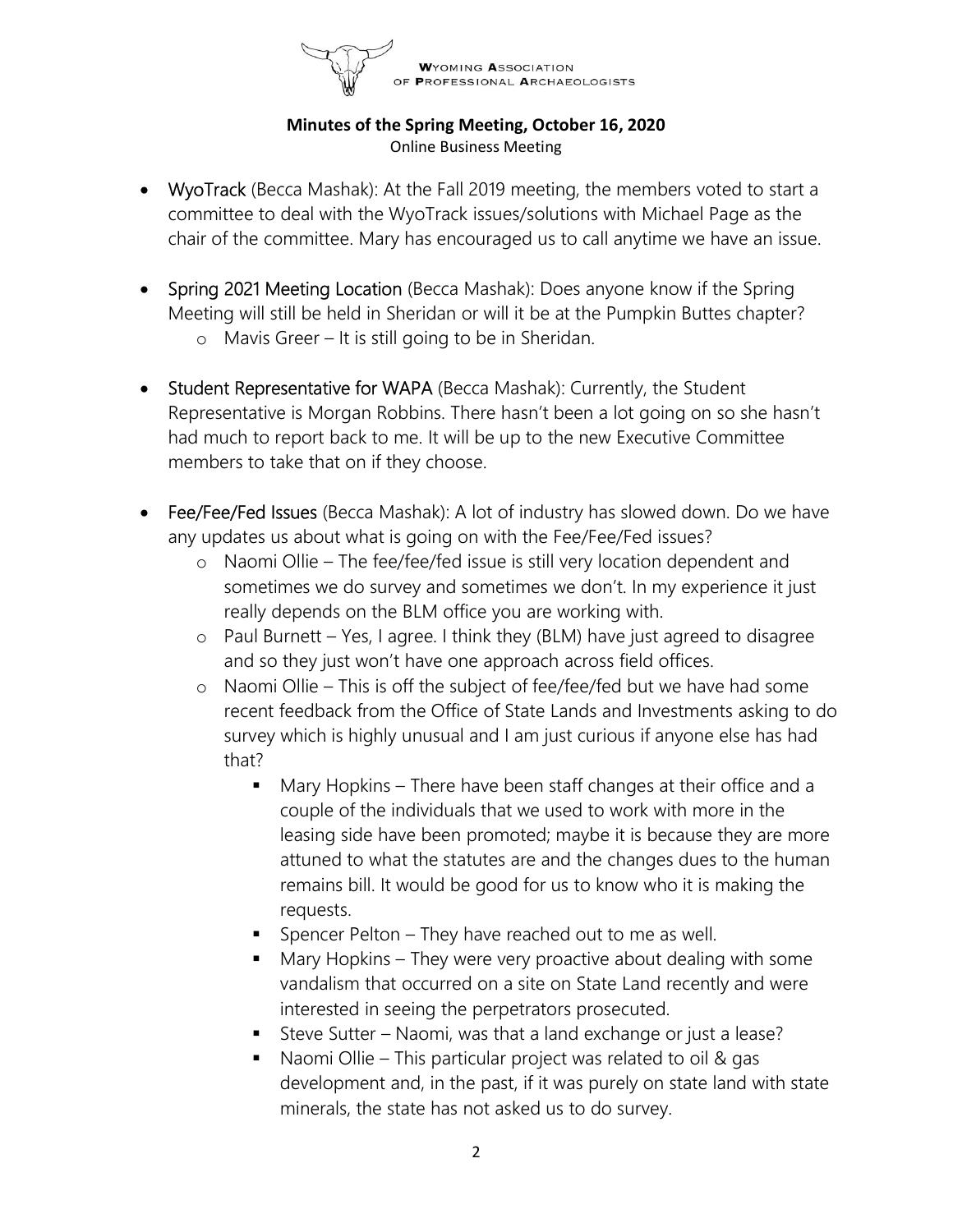**Wyoming Association of Professional Archaeologists**

**Minutes of the Spring Meeting, October 16, 2020**
Online Business Meeting

- WyoTrack (Becca Mashak): At the Fall 2019 meeting, the members voted to start a committee to deal with the WyoTrack issues/solutions with Michael Page as the chair of the committee. Mary has encouraged us to call anytime we have an issue.

- Spring 2021 Meeting Location (Becca Mashak): Does anyone know if the Spring Meeting will still be held in Sheridan or will it be at the Pumpkin Buttes chapter?
  - Mavis Greer – It is still going to be in Sheridan.

- Student Representative for WAPA (Becca Mashak): Currently, the Student Representative is Morgan Robbins. There hasn't been a lot going on so she hasn't had much to report back to me. It will be up to the new Executive Committee members to take that on if they choose.

- Fee/Fee/Fed Issues (Becca Mashak): A lot of industry has slowed down. Do we have any updates us about what is going on with the Fee/Fee/Fed issues?
  - Naomi Ollie – The fee/fee/fed issue is still very location dependent and sometimes we do survey and sometimes we don't. In my experience it just really depends on the BLM office you are working with.
  - Paul Burnett – Yes, I agree. I think they (BLM) have just agreed to disagree and so they just won't have one approach across field offices.
  - Naomi Ollie – This is off the subject of fee/fee/fed but we have had some recent feedback from the Office of State Lands and Investments asking to do survey which is highly unusual and I am just curious if anyone else has had that?
    - Mary Hopkins – There have been staff changes at their office and a couple of the individuals that we used to work with more in the leasing side have been promoted; maybe it is because they are more attuned to what the statutes are and the changes dues to the human remains bill. It would be good for us to know who it is making the requests.
    - Spencer Pelton – They have reached out to me as well.
    - Mary Hopkins – They were very proactive about dealing with some vandalism that occurred on a site on State Land recently and were interested in seeing the perpetrators prosecuted.
    - Steve Sutter – Naomi, was that a land exchange or just a lease?
    - Naomi Ollie – This particular project was related to oil & gas development and, in the past, if it was purely on state land with state minerals, the state has not asked us to do survey.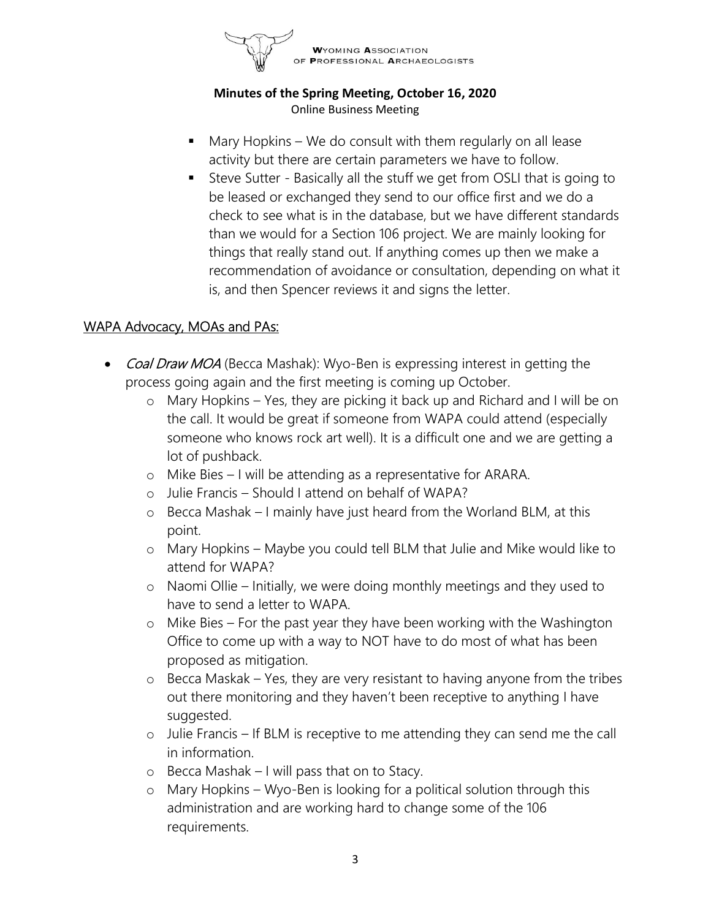- Mary Hopkins – We do consult with them regularly on all lease activity but there are certain parameters we have to follow.
- Steve Sutter - Basically all the stuff we get from OSLI that is going to be leased or exchanged they send to our office first and we do a check to see what is in the database, but we have different standards than we would for a Section 106 project. We are mainly looking for things that really stand out. If anything comes up then we make a recommendation of avoidance or consultation, depending on what it is, and then Spencer reviews it and signs the letter.

## WAPA Advocacy, MOAs and PAs:

- *Coal Draw MOA* (Becca Mashak): Wyo-Ben is expressing interest in getting the process going again and the first meeting is coming up October.
  - Mary Hopkins – Yes, they are picking it back up and Richard and I will be on the call. It would be great if someone from WAPA could attend (especially someone who knows rock art well). It is a difficult one and we are getting a lot of pushback.
  - Mike Bies – I will be attending as a representative for ARARA.
  - Julie Francis – Should I attend on behalf of WAPA?
  - Becca Mashak – I mainly have just heard from the Worland BLM, at this point.
  - Mary Hopkins – Maybe you could tell BLM that Julie and Mike would like to attend for WAPA?
  - Naomi Ollie – Initially, we were doing monthly meetings and they used to have to send a letter to WAPA.
  - Mike Bies – For the past year they have been working with the Washington Office to come up with a way to NOT have to do most of what has been proposed as mitigation.
  - Becca Maskak – Yes, they are very resistant to having anyone from the tribes out there monitoring and they haven't been receptive to anything I have suggested.
  - Julie Francis – If BLM is receptive to me attending they can send me the call in information.
  - Becca Mashak – I will pass that on to Stacy.
  - Mary Hopkins – Wyo-Ben is looking for a political solution through this administration and are working hard to change some of the 106 requirements.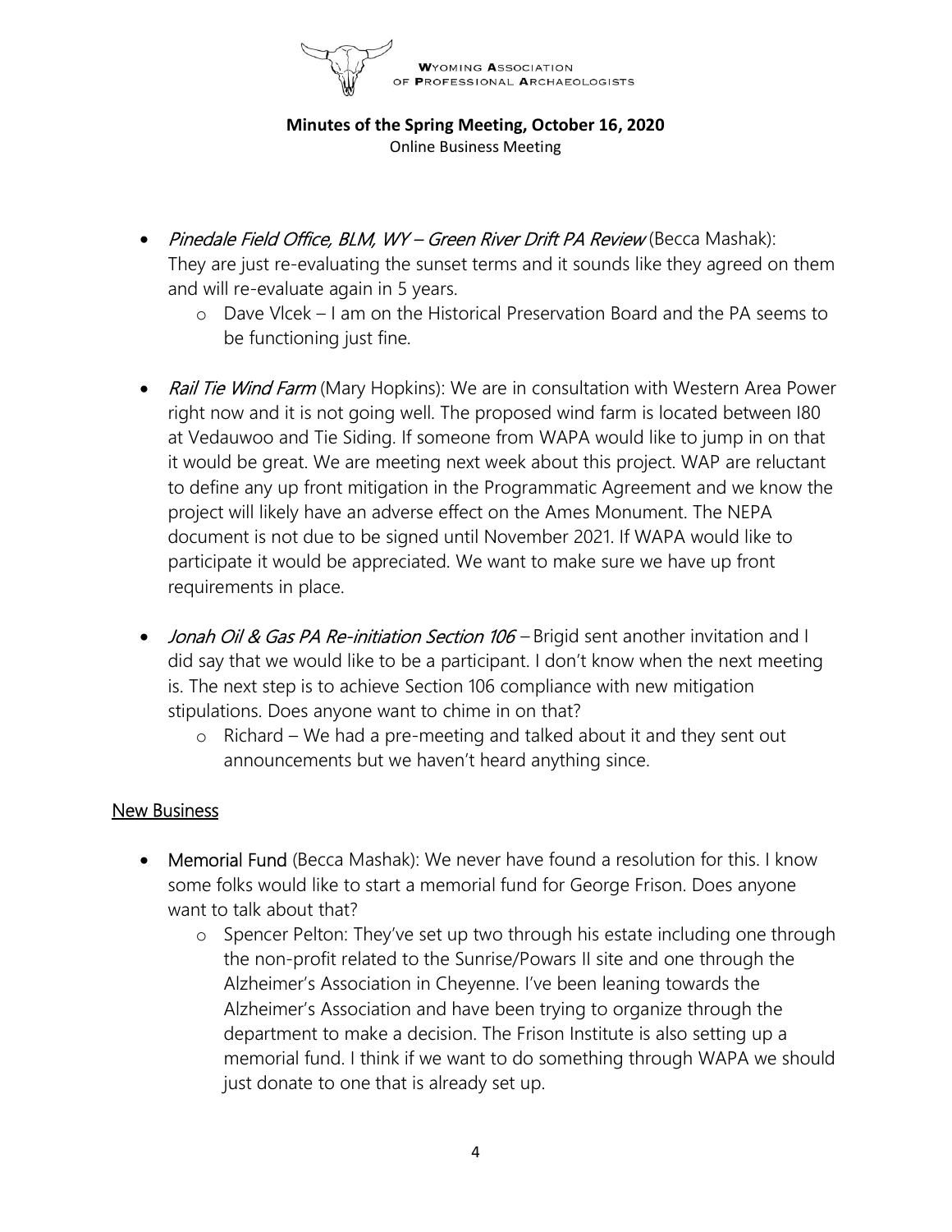- *Pinedale Field Office, BLM, WY – Green River Drift PA Review* (Becca Mashak): They are just re-evaluating the sunset terms and it sounds like they agreed on them and will re-evaluate again in 5 years.
  - Dave Vlcek – I am on the Historical Preservation Board and the PA seems to be functioning just fine.

- *Rail Tie Wind Farm* (Mary Hopkins): We are in consultation with Western Area Power right now and it is not going well. The proposed wind farm is located between I80 at Vedauwoo and Tie Siding. If someone from WAPA would like to jump in on that it would be great. We are meeting next week about this project. WAP are reluctant to define any up front mitigation in the Programmatic Agreement and we know the project will likely have an adverse effect on the Ames Monument. The NEPA document is not due to be signed until November 2021. If WAPA would like to participate it would be appreciated. We want to make sure we have up front requirements in place.

- *Jonah Oil & Gas PA Re-initiation Section 106* – Brigid sent another invitation and I did say that we would like to be a participant. I don't know when the next meeting is. The next step is to achieve Section 106 compliance with new mitigation stipulations. Does anyone want to chime in on that?
  - Richard – We had a pre-meeting and talked about it and they sent out announcements but we haven't heard anything since.

## New Business

- **Memorial Fund** (Becca Mashak): We never have found a resolution for this. I know some folks would like to start a memorial fund for George Frison. Does anyone want to talk about that?
  - Spencer Pelton: They've set up two through his estate including one through the non-profit related to the Sunrise/Powars II site and one through the Alzheimer's Association in Cheyenne. I've been leaning towards the Alzheimer's Association and have been trying to organize through the department to make a decision. The Frison Institute is also setting up a memorial fund. I think if we want to do something through WAPA we should just donate to one that is already set up.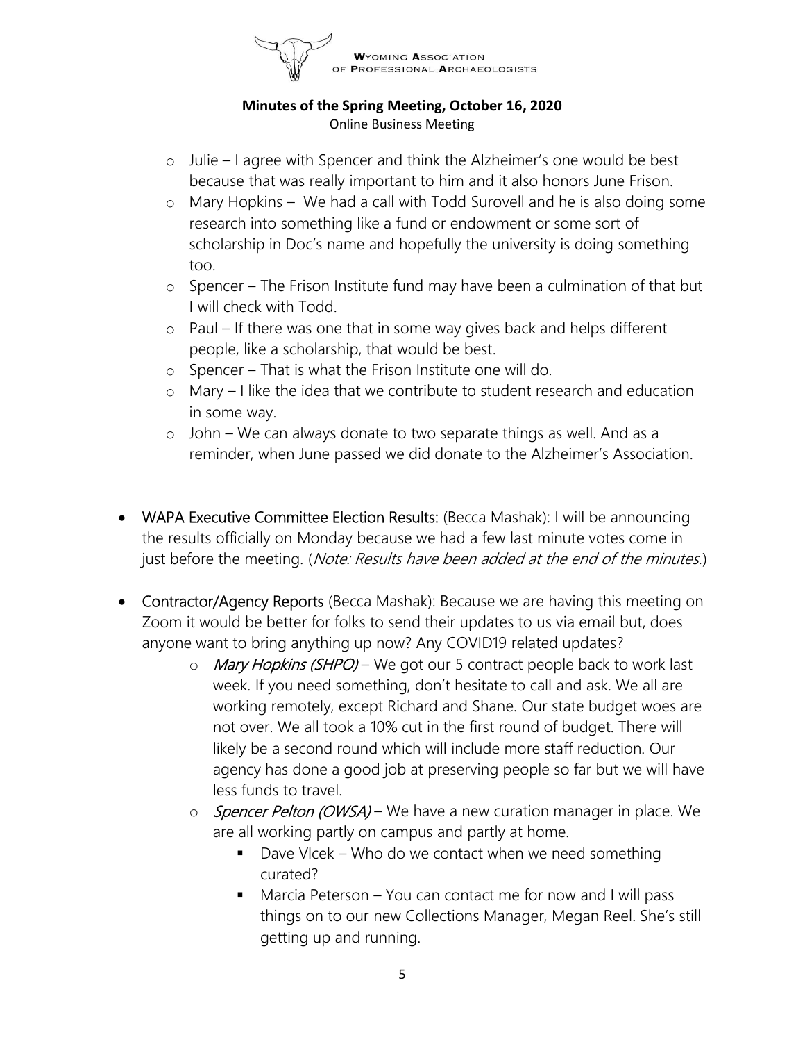- Julie – I agree with Spencer and think the Alzheimer's one would be best because that was really important to him and it also honors June Frison.
- Mary Hopkins – We had a call with Todd Surovell and he is also doing some research into something like a fund or endowment or some sort of scholarship in Doc's name and hopefully the university is doing something too.
- Spencer – The Frison Institute fund may have been a culmination of that but I will check with Todd.
- Paul – If there was one that in some way gives back and helps different people, like a scholarship, that would be best.
- Spencer – That is what the Frison Institute one will do.
- Mary – I like the idea that we contribute to student research and education in some way.
- John – We can always donate to two separate things as well. And as a reminder, when June passed we did donate to the Alzheimer's Association.

- **WAPA Executive Committee Election Results:** (Becca Mashak): I will be announcing the results officially on Monday because we had a few last minute votes come in just before the meeting. (*Note: Results have been added at the end of the minutes.*)

- **Contractor/Agency Reports** (Becca Mashak): Because we are having this meeting on Zoom it would be better for folks to send their updates to us via email but, does anyone want to bring anything up now? Any COVID19 related updates?
    - *Mary Hopkins (SHPO)* – We got our 5 contract people back to work last week. If you need something, don't hesitate to call and ask. We all are working remotely, except Richard and Shane. Our state budget woes are not over. We all took a 10% cut in the first round of budget. There will likely be a second round which will include more staff reduction. Our agency has done a good job at preserving people so far but we will have less funds to travel.
    - *Spencer Pelton (OWSA)* – We have a new curation manager in place. We are all working partly on campus and partly at home.
        - Dave Vlcek – Who do we contact when we need something curated?
        - Marcia Peterson – You can contact me for now and I will pass things on to our new Collections Manager, Megan Reel. She's still getting up and running.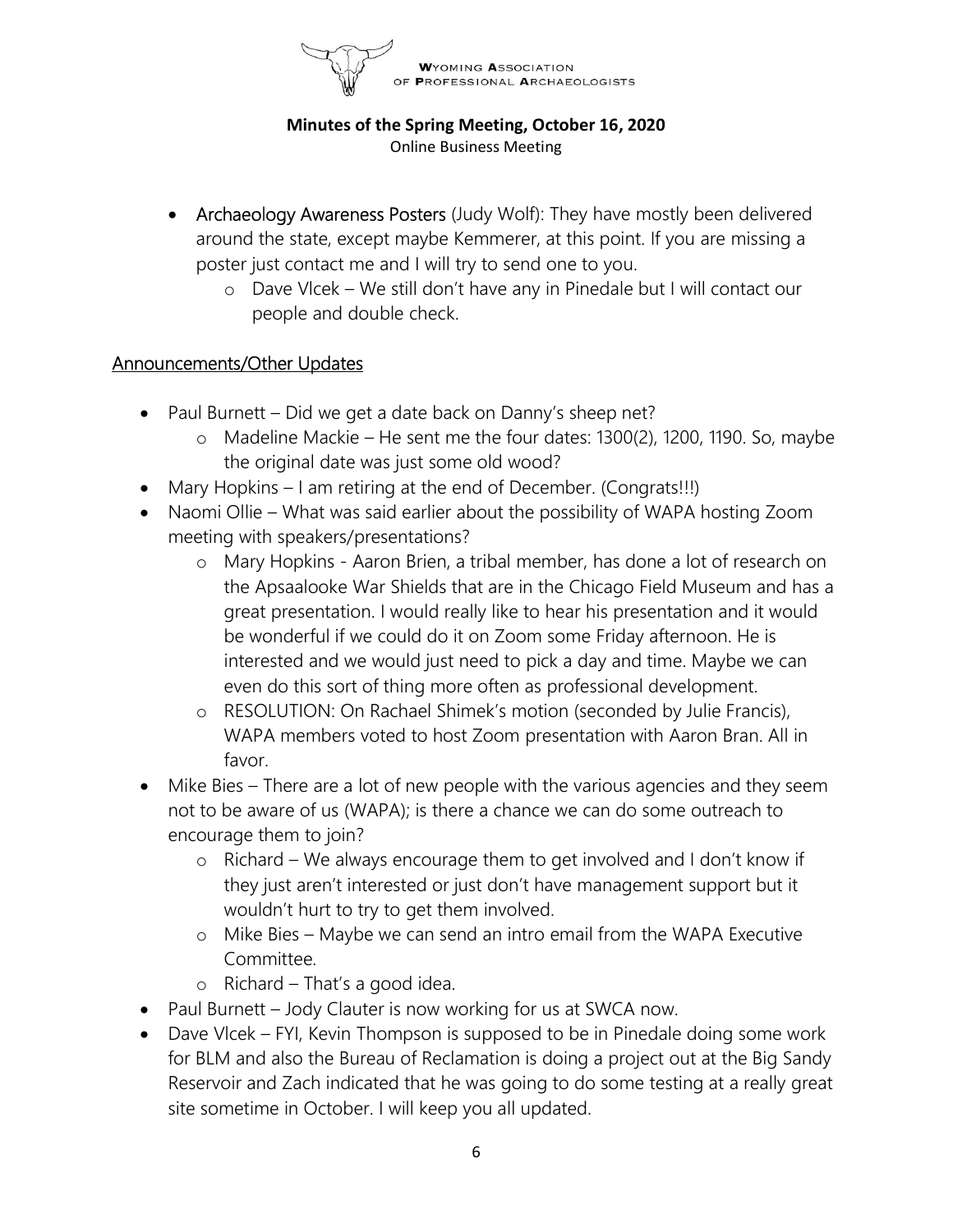- Archaeology Awareness Posters (Judy Wolf): They have mostly been delivered around the state, except maybe Kemmerer, at this point. If you are missing a poster just contact me and I will try to send one to you.
    - Dave Vlcek – We still don't have any in Pinedale but I will contact our people and double check.

## Announcements/Other Updates

- Paul Burnett – Did we get a date back on Danny's sheep net?
    - Madeline Mackie – He sent me the four dates: 1300(2), 1200, 1190. So, maybe the original date was just some old wood?
- Mary Hopkins – I am retiring at the end of December. (Congrats!!!)
- Naomi Ollie – What was said earlier about the possibility of WAPA hosting Zoom meeting with speakers/presentations?
    - Mary Hopkins - Aaron Brien, a tribal member, has done a lot of research on the Apsaalooke War Shields that are in the Chicago Field Museum and has a great presentation. I would really like to hear his presentation and it would be wonderful if we could do it on Zoom some Friday afternoon. He is interested and we would just need to pick a day and time. Maybe we can even do this sort of thing more often as professional development.
    - RESOLUTION: On Rachael Shimek's motion (seconded by Julie Francis), WAPA members voted to host Zoom presentation with Aaron Bran. All in favor.
- Mike Bies – There are a lot of new people with the various agencies and they seem not to be aware of us (WAPA); is there a chance we can do some outreach to encourage them to join?
    - Richard – We always encourage them to get involved and I don't know if they just aren't interested or just don't have management support but it wouldn't hurt to try to get them involved.
    - Mike Bies – Maybe we can send an intro email from the WAPA Executive Committee.
    - Richard – That's a good idea.
- Paul Burnett – Jody Clauter is now working for us at SWCA now.
- Dave Vlcek – FYI, Kevin Thompson is supposed to be in Pinedale doing some work for BLM and also the Bureau of Reclamation is doing a project out at the Big Sandy Reservoir and Zach indicated that he was going to do some testing at a really great site sometime in October. I will keep you all updated.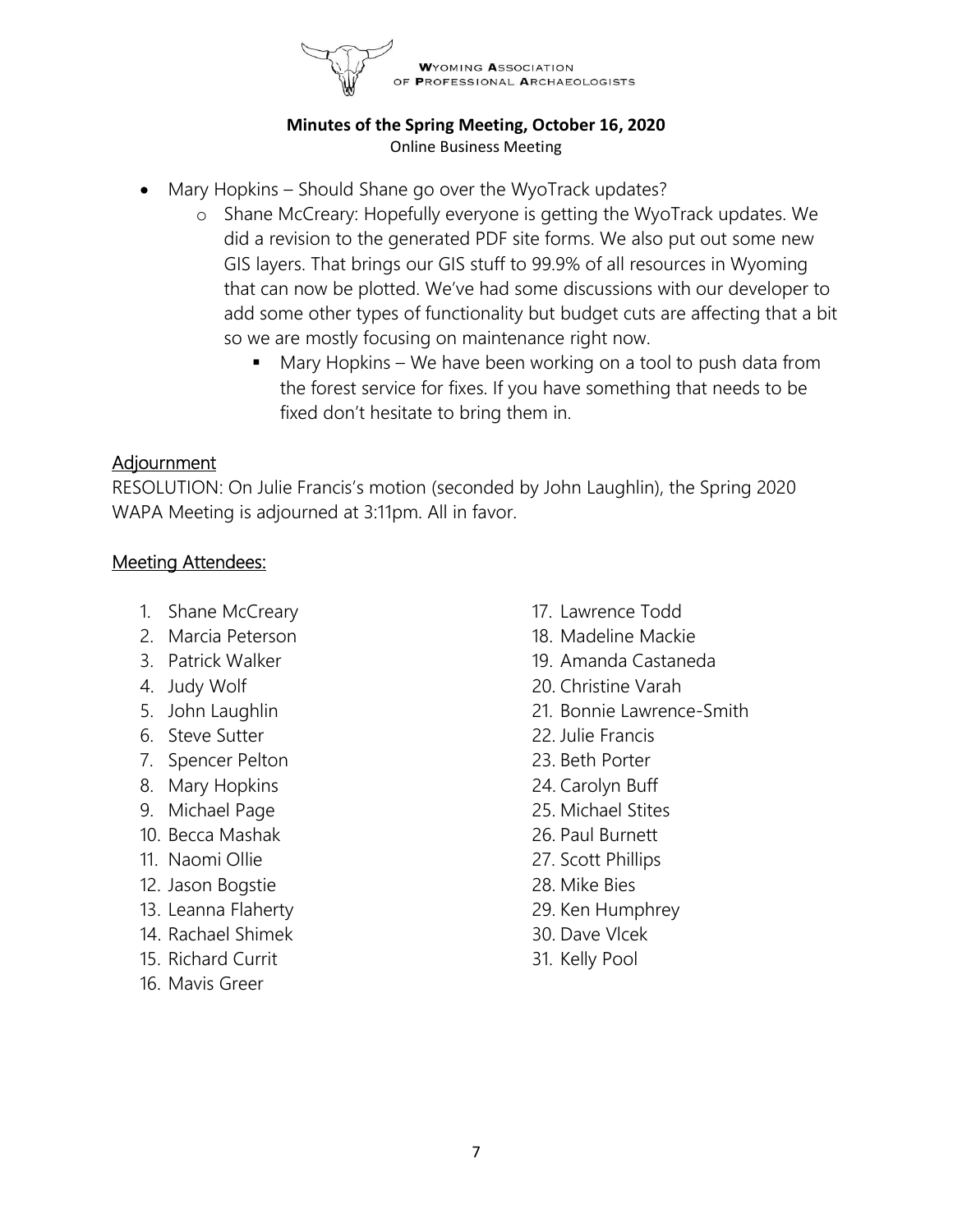**WYOMING ASSOCIATION OF PROFESSIONAL ARCHAEOLOGISTS**

**Minutes of the Spring Meeting, October 16, 2020**

Online Business Meeting

- Mary Hopkins – Should Shane go over the WyoTrack updates?
  - Shane McCreary: Hopefully everyone is getting the WyoTrack updates. We did a revision to the generated PDF site forms. We also put out some new GIS layers. That brings our GIS stuff to 99.9% of all resources in Wyoming that can now be plotted. We've had some discussions with our developer to add some other types of functionality but budget cuts are affecting that a bit so we are mostly focusing on maintenance right now.
    - Mary Hopkins – We have been working on a tool to push data from the forest service for fixes. If you have something that needs to be fixed don't hesitate to bring them in.

## Adjournment

RESOLUTION: On Julie Francis's motion (seconded by John Laughlin), the Spring 2020 WAPA Meeting is adjourned at 3:11pm. All in favor.

## Meeting Attendees:

1. Shane McCreary
2. Marcia Peterson
3. Patrick Walker
4. Judy Wolf
5. John Laughlin
6. Steve Sutter
7. Spencer Pelton
8. Mary Hopkins
9. Michael Page
10. Becca Mashak
11. Naomi Ollie
12. Jason Bogstie
13. Leanna Flaherty
14. Rachael Shimek
15. Richard Currit
16. Mavis Greer
17. Lawrence Todd
18. Madeline Mackie
19. Amanda Castaneda
20. Christine Varah
21. Bonnie Lawrence-Smith
22. Julie Francis
23. Beth Porter
24. Carolyn Buff
25. Michael Stites
26. Paul Burnett
27. Scott Phillips
28. Mike Bies
29. Ken Humphrey
30. Dave Vlcek
31. Kelly Pool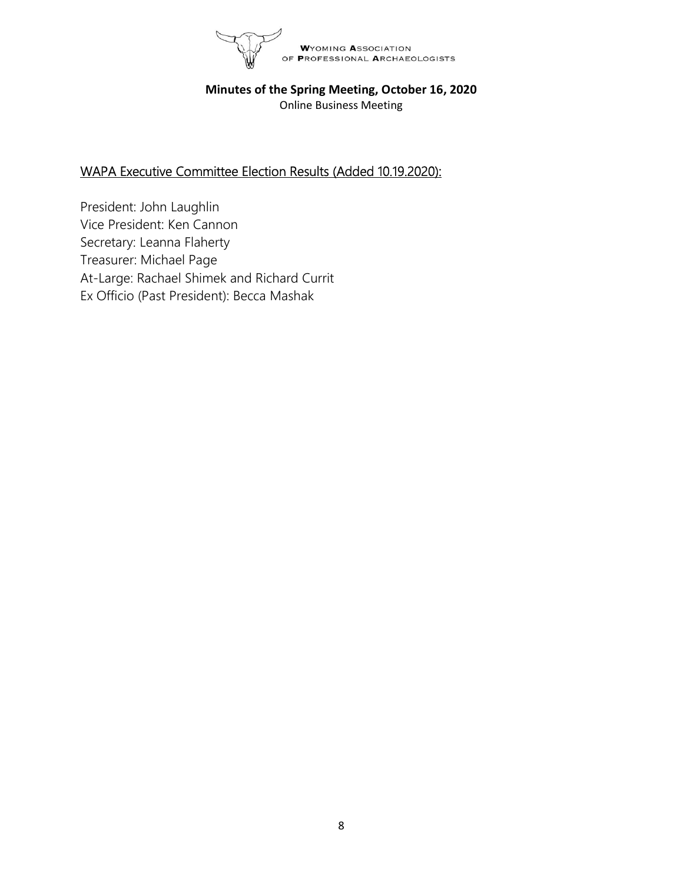WYOMING ASSOCIATION OF PROFESSIONAL ARCHAEOLOGISTS

**Minutes of the Spring Meeting, October 16, 2020**
Online Business Meeting

## WAPA Executive Committee Election Results (Added 10.19.2020):

President: John Laughlin
Vice President: Ken Cannon
Secretary: Leanna Flaherty
Treasurer: Michael Page
At-Large: Rachael Shimek and Richard Currit
Ex Officio (Past President): Becca Mashak